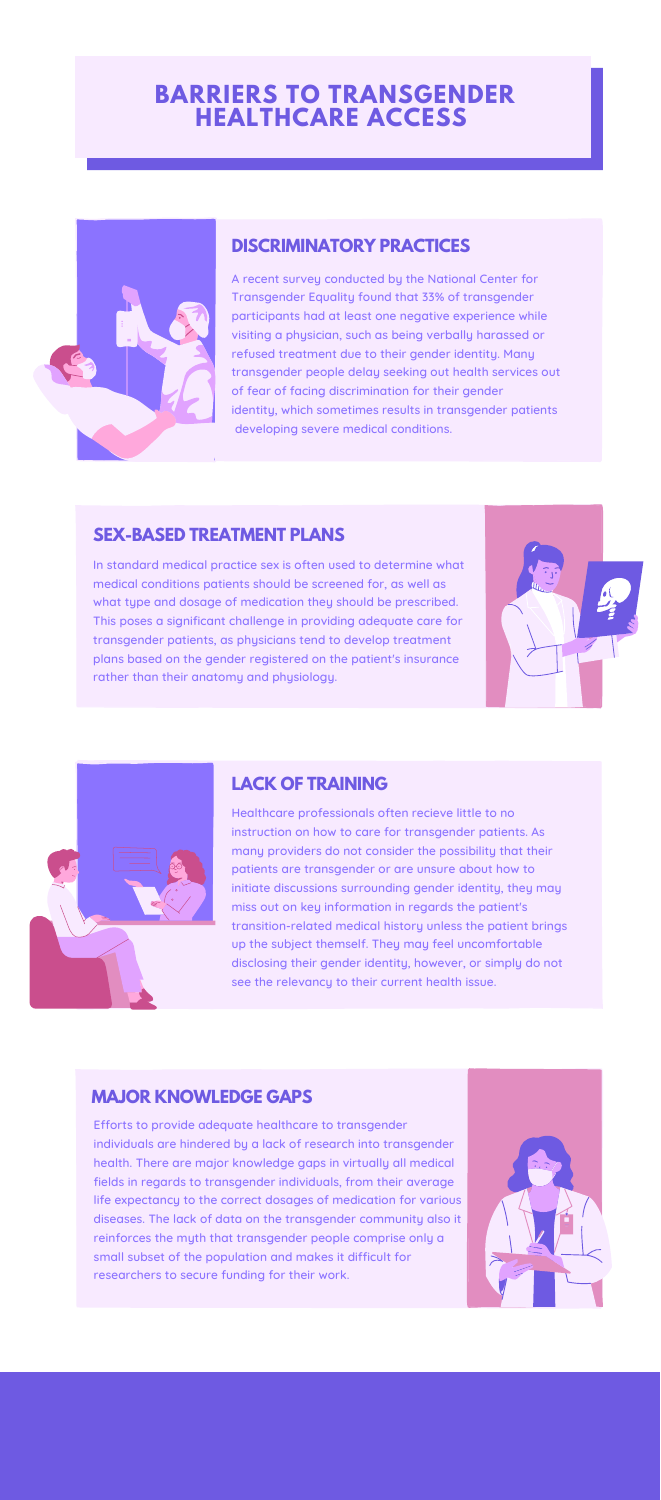# BARRIERS TO TRANSGENDER HEALTHCARE ACCESS

## DISCRIMINATORY PRACTICES

A recent survey conducted by the National Center for Transgender Equality found that 33% of transgender participants had at least one negative experience while visiting a physician, such as being verbally harassed or refused treatment due to their gender identity. Many transgender people delay seeking out health services out of fear of facing discrimination for their gender identity, which sometimes results in transgender patients developing severe medical conditions.

## SEX-BASED TREATMENT PLANS

In standard medical practice sex is often used to determine what medical conditions patients should be screened for, as well as what type and dosage of medication they should be prescribed. This poses a significant challenge in providing adequate care for transgender patients, as physicians tend to develop treatment plans based on the gender registered on the patient's insurance rather than their anatomy and physiology.

## LACK OF TRAINING

Healthcare professionals often recieve little to no instruction on how to care for transgender patients. As many providers do not consider the possibility that their patients are transgender or are unsure about how to initiate discussions surrounding gender identity, they may miss out on key information in regards the patient's transition-related medical history unless the patient brings up the subject themself. They may feel uncomfortable disclosing their gender identity, however, or simply do not see the relevancy to their current health issue.

## MAJOR KNOWLEDGE GAPS

Efforts to provide adequate healthcare to transgender individuals are hindered by a lack of research into transgender health. There are major knowledge gaps in virtually all medical fields in regards to transgender individuals, from their average life expectancy to the correct dosages of medication for various diseases. The lack of data on the transgender community also it reinforces the myth that transgender people comprise only a small subset of the population and makes it difficult for researchers to secure funding for their work.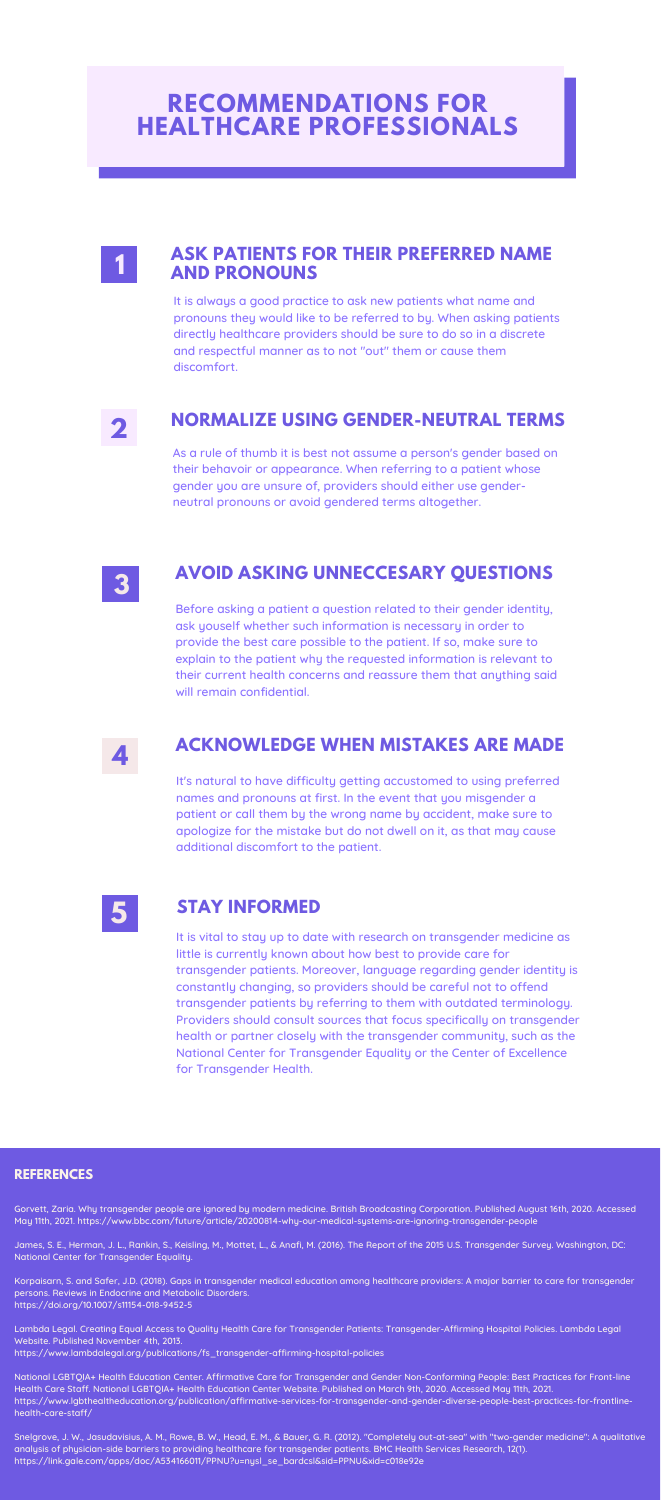# RECOMMENDATIONS FOR HEALTHCARE PROFESSIONALS

## 1 ASK PATIENTS FOR THEIR PREFERRED NAME AND PRONOUNS

It is always a good practice to ask new patients what name and pronouns they would like to be referred to by. When asking patients directly healthcare providers should be sure to do so in a discrete and respectful manner as to not "out" them or cause them discomfort.

## 2 NORMALIZE USING GENDER-NEUTRAL TERMS

As a rule of thumb it is best not assume a person's gender based on their behavoir or appearance. When referring to a patient whose gender you are unsure of, providers should either use gender-neutral pronouns or avoid gendered terms altogether.

## 3 AVOID ASKING UNNECCESARY QUESTIONS

Before asking a patient a question related to their gender identity, ask youself whether such information is necessary in order to provide the best care possible to the patient. If so, make sure to explain to the patient why the requested information is relevant to their current health concerns and reassure them that anything said will remain confidential.

## 4 ACKNOWLEDGE WHEN MISTAKES ARE MADE

It's natural to have difficulty getting accustomed to using preferred names and pronouns at first. In the event that you misgender a patient or call them by the wrong name by accident, make sure to apologize for the mistake but do not dwell on it, as that may cause additional discomfort to the patient.

## 5 STAY INFORMED

It is vital to stay up to date with research on transgender medicine as little is currently known about how best to provide care for transgender patients. Moreover, language regarding gender identity is constantly changing, so providers should be careful not to offend transgender patients by referring to them with outdated terminology. Providers should consult sources that focus specifically on transgender health or partner closely with the transgender community, such as the National Center for Transgender Equality or the Center of Excellence for Transgender Health.

### REFERENCES

Gorvett, Zaria. Why transgender people are ignored by modern medicine. British Broadcasting Corporation. Published August 16th, 2020. Accessed May 11th, 2021. https://www.bbc.com/future/article/20200814-why-our-medical-systems-are-ignoring-transgender-people

James, S. E., Herman, J. L., Rankin, S., Keisling, M., Mottet, L., & Anafi, M. (2016). The Report of the 2015 U.S. Transgender Survey. Washington, DC: National Center for Transgender Equality.

Korpaisarn, S. and Safer, J.D. (2018). Gaps in transgender medical education among healthcare providers: A major barrier to care for transgender persons. Reviews in Endocrine and Metabolic Disorders. https://doi.org/10.1007/s11154-018-9452-5

Lambda Legal. Creating Equal Access to Quality Health Care for Transgender Patients: Transgender-Affirming Hospital Policies. Lambda Legal Website. Published November 4th, 2013. https://www.lambdalegal.org/publications/fs_transgender-affirming-hospital-policies

National LGBTQIA+ Health Education Center. Affirmative Care for Transgender and Gender Non-Conforming People: Best Practices for Front-line Health Care Staff. National LGBTQIA+ Health Education Center Website. Published on March 9th, 2020. Accessed May 11th, 2021. https://www.lgbthealtheducation.org/publication/affirmative-services-for-transgender-and-gender-diverse-people-best-practices-for-frontline-health-care-staff/

Snelgrove, J. W., Jasudavisius, A. M., Rowe, B. W., Head, E. M., & Bauer, G. R. (2012). "Completely out-at-sea" with "two-gender medicine": A qualitative analysis of physician-side barriers to providing healthcare for transgender patients. BMC Health Services Research, 12(1). https://link.gale.com/apps/doc/A534166011/PPNU?u=nysl_se_bardcsl&sid=PPNU&xid=c018e92e